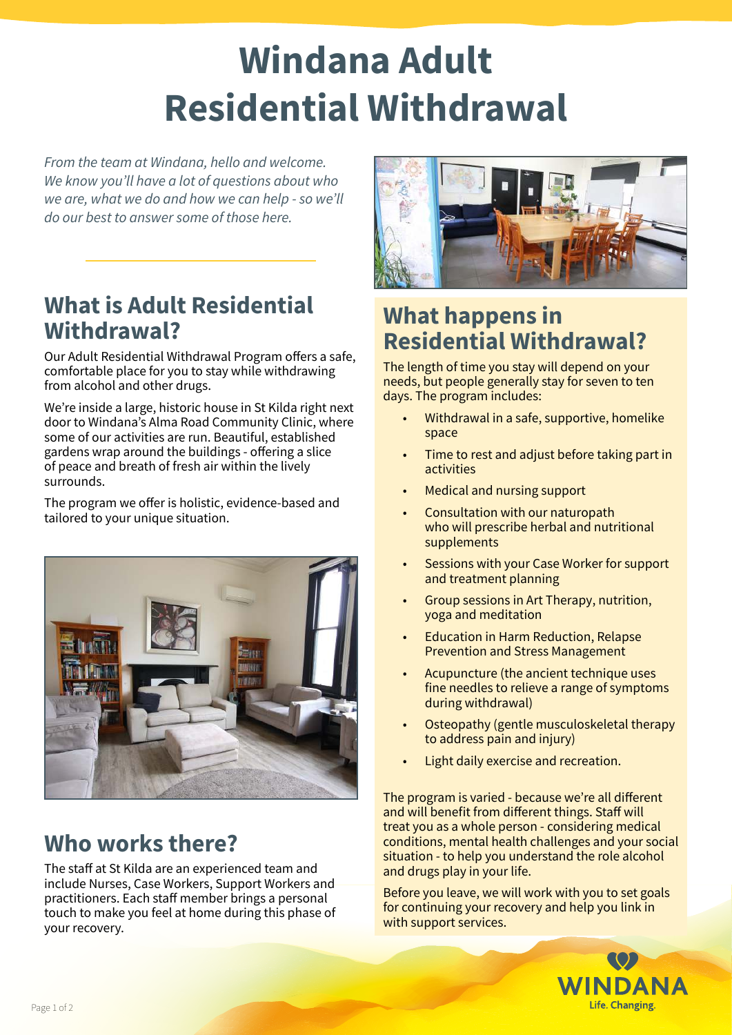# Windana Adult Residential Withdrawal

*From the team at Windana, hello and welcome. We know you'll have a lot of questions about who we are, what we do and how we can help - so we'll do our best to answer some of those here.*

## What is Adult Residential Withdrawal?

Our Adult Residential Withdrawal Program offers a safe, comfortable place for you to stay while withdrawing from alcohol and other drugs.

We're inside a large, historic house in St Kilda right next door to Windana's Alma Road Community Clinic, where some of our activities are run. Beautiful, established gardens wrap around the buildings - offering a slice of peace and breath of fresh air within the lively surrounds.

The program we offer is holistic, evidence-based and tailored to your unique situation.

## Who works there?

The staff at St Kilda are an experienced team and include Nurses, Case Workers, Support Workers and practitioners. Each staff member brings a personal touch to make you feel at home during this phase of your recovery.

## What happens in Residential Withdrawal?

The length of time you stay will depend on your needs, but people generally stay for seven to ten days. The program includes:

- Withdrawal in a safe, supportive, homelike space
- Time to rest and adjust before taking part in activities
- Medical and nursing support
- Consultation with our naturopath who will prescribe herbal and nutritional supplements
- Sessions with your Case Worker for support and treatment planning
- Group sessions in Art Therapy, nutrition, yoga and meditation
- Education in Harm Reduction, Relapse Prevention and Stress Management
- Acupuncture (the ancient technique uses fine needles to relieve a range of symptoms during withdrawal)
- Osteopathy (gentle musculoskeletal therapy to address pain and injury)
- Light daily exercise and recreation.

The program is varied - because we're all different and will benefit from different things. Staff will treat you as a whole person - considering medical conditions, mental health challenges and your social situation - to help you understand the role alcohol and drugs play in your life.

Before you leave, we will work with you to set goals for continuing your recovery and help you link in with support services.

WINDANA
Life. Changing.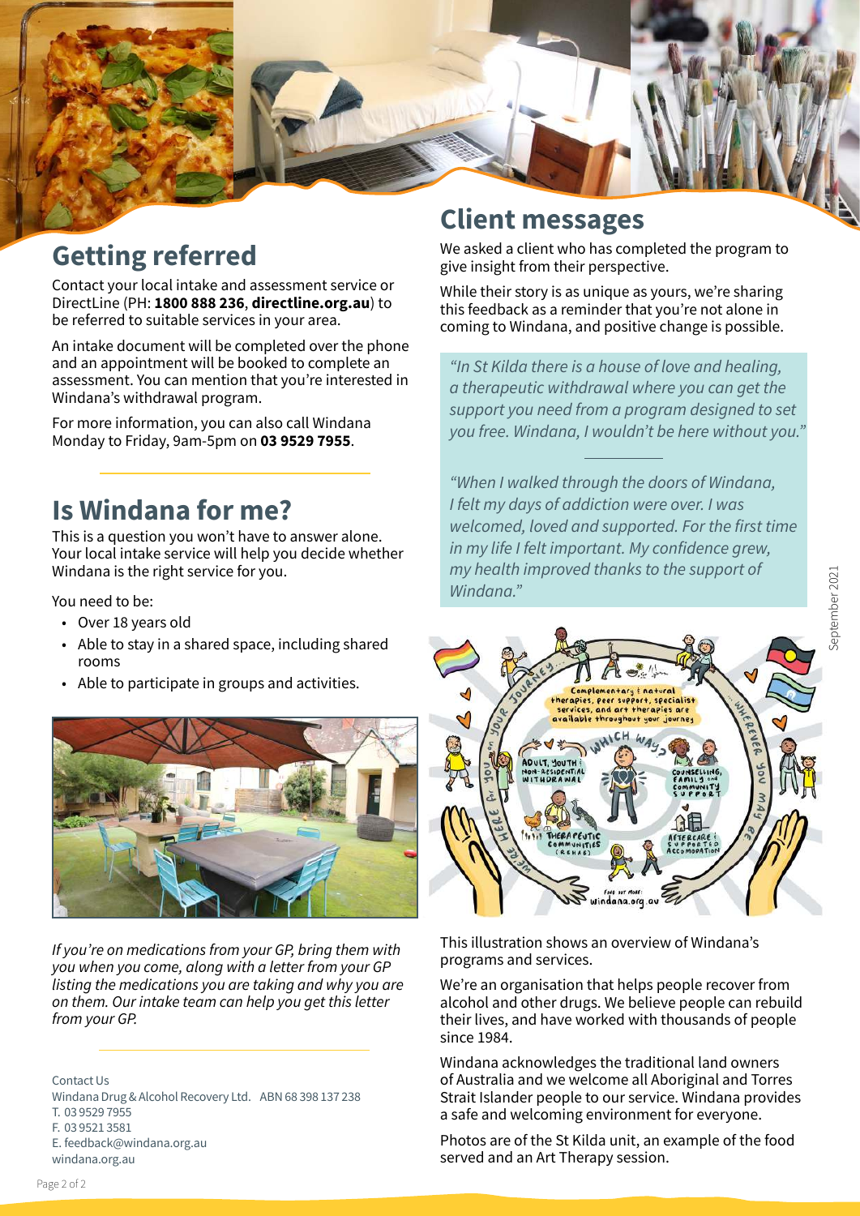## Getting referred

Contact your local intake and assessment service or DirectLine (PH: **1800 888 236**, **directline.org.au**) to be referred to suitable services in your area.

An intake document will be completed over the phone and an appointment will be booked to complete an assessment. You can mention that you're interested in Windana's withdrawal program.

For more information, you can also call Windana Monday to Friday, 9am-5pm on **03 9529 7955**.

## Is Windana for me?

This is a question you won't have to answer alone. Your local intake service will help you decide whether Windana is the right service for you.

You need to be:

- Over 18 years old
- Able to stay in a shared space, including shared rooms
- Able to participate in groups and activities.

*If you're on medications from your GP, bring them with you when you come, along with a letter from your GP listing the medications you are taking and why you are on them. Our intake team can help you get this letter from your GP.*

Contact Us
Windana Drug & Alcohol Recovery Ltd. ABN 68 398 137 238
T. 03 9529 7955
F. 03 9521 3581
E. feedback@windana.org.au
windana.org.au

## Client messages

We asked a client who has completed the program to give insight from their perspective.

While their story is as unique as yours, we're sharing this feedback as a reminder that you're not alone in coming to Windana, and positive change is possible.

*"In St Kilda there is a house of love and healing, a therapeutic withdrawal where you can get the support you need from a program designed to set you free. Windana, I wouldn't be here without you."*

*"When I walked through the doors of Windana, I felt my days of addiction were over. I was welcomed, loved and supported. For the first time in my life I felt important. My confidence grew, my health improved thanks to the support of Windana."*

This illustration shows an overview of Windana's programs and services.

We're an organisation that helps people recover from alcohol and other drugs. We believe people can rebuild their lives, and have worked with thousands of people since 1984.

Windana acknowledges the traditional land owners of Australia and we welcome all Aboriginal and Torres Strait Islander people to our service. Windana provides a safe and welcoming environment for everyone.

Photos are of the St Kilda unit, an example of the food served and an Art Therapy session.

September 2021